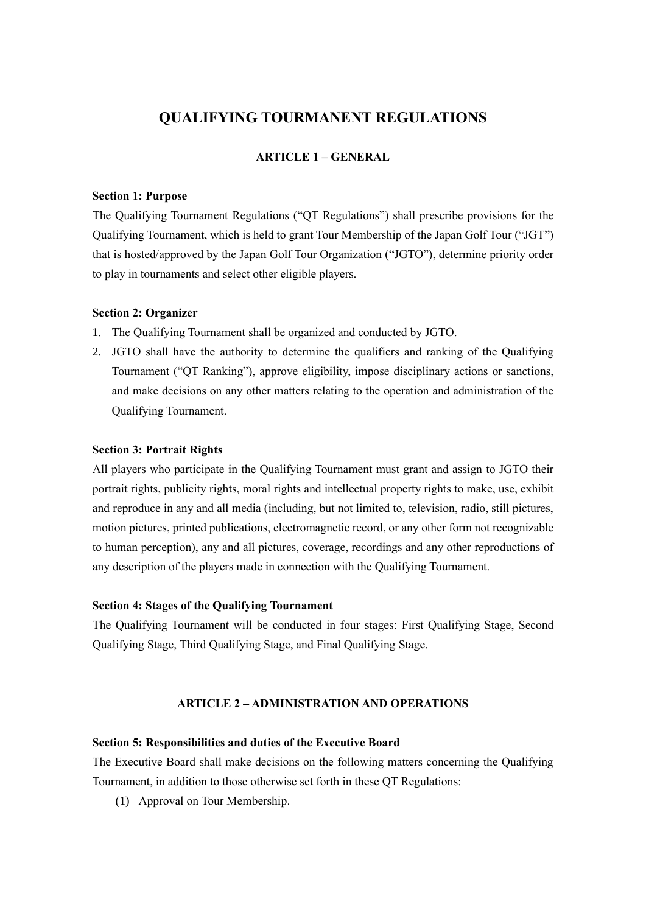# QUALIFYING TOURMANENT REGULATIONS

## ARTICLE 1 – GENERAL

**Section 1: Purpose**

The Qualifying Tournament Regulations ("QT Regulations") shall prescribe provisions for the Qualifying Tournament, which is held to grant Tour Membership of the Japan Golf Tour ("JGT") that is hosted/approved by the Japan Golf Tour Organization ("JGTO"), determine priority order to play in tournaments and select other eligible players.

**Section 2: Organizer**

1. The Qualifying Tournament shall be organized and conducted by JGTO.
2. JGTO shall have the authority to determine the qualifiers and ranking of the Qualifying Tournament ("QT Ranking"), approve eligibility, impose disciplinary actions or sanctions, and make decisions on any other matters relating to the operation and administration of the Qualifying Tournament.

**Section 3: Portrait Rights**

All players who participate in the Qualifying Tournament must grant and assign to JGTO their portrait rights, publicity rights, moral rights and intellectual property rights to make, use, exhibit and reproduce in any and all media (including, but not limited to, television, radio, still pictures, motion pictures, printed publications, electromagnetic record, or any other form not recognizable to human perception), any and all pictures, coverage, recordings and any other reproductions of any description of the players made in connection with the Qualifying Tournament.

**Section 4: Stages of the Qualifying Tournament**

The Qualifying Tournament will be conducted in four stages: First Qualifying Stage, Second Qualifying Stage, Third Qualifying Stage, and Final Qualifying Stage.

## ARTICLE 2 – ADMINISTRATION AND OPERATIONS

**Section 5: Responsibilities and duties of the Executive Board**

The Executive Board shall make decisions on the following matters concerning the Qualifying Tournament, in addition to those otherwise set forth in these QT Regulations:

(1) Approval on Tour Membership.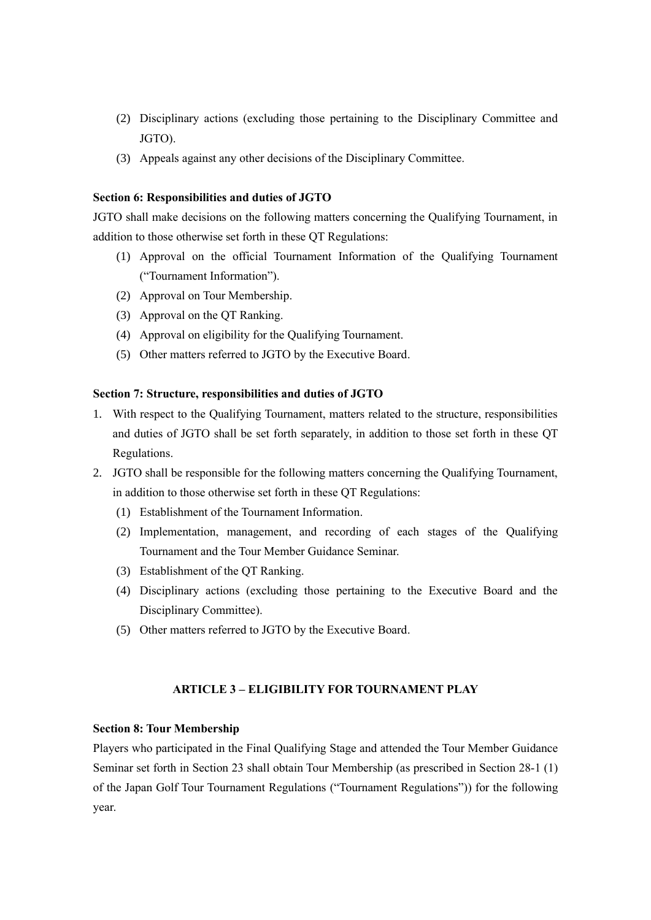(2) Disciplinary actions (excluding those pertaining to the Disciplinary Committee and JGTO).
(3) Appeals against any other decisions of the Disciplinary Committee.

**Section 6: Responsibilities and duties of JGTO**

JGTO shall make decisions on the following matters concerning the Qualifying Tournament, in addition to those otherwise set forth in these QT Regulations:

(1) Approval on the official Tournament Information of the Qualifying Tournament ("Tournament Information").
(2) Approval on Tour Membership.
(3) Approval on the QT Ranking.
(4) Approval on eligibility for the Qualifying Tournament.
(5) Other matters referred to JGTO by the Executive Board.

**Section 7: Structure, responsibilities and duties of JGTO**

1. With respect to the Qualifying Tournament, matters related to the structure, responsibilities and duties of JGTO shall be set forth separately, in addition to those set forth in these QT Regulations.
2. JGTO shall be responsible for the following matters concerning the Qualifying Tournament, in addition to those otherwise set forth in these QT Regulations:
   (1) Establishment of the Tournament Information.
   (2) Implementation, management, and recording of each stages of the Qualifying Tournament and the Tour Member Guidance Seminar.
   (3) Establishment of the QT Ranking.
   (4) Disciplinary actions (excluding those pertaining to the Executive Board and the Disciplinary Committee).
   (5) Other matters referred to JGTO by the Executive Board.

## ARTICLE 3 – ELIGIBILITY FOR TOURNAMENT PLAY

**Section 8: Tour Membership**

Players who participated in the Final Qualifying Stage and attended the Tour Member Guidance Seminar set forth in Section 23 shall obtain Tour Membership (as prescribed in Section 28-1 (1) of the Japan Golf Tour Tournament Regulations ("Tournament Regulations")) for the following year.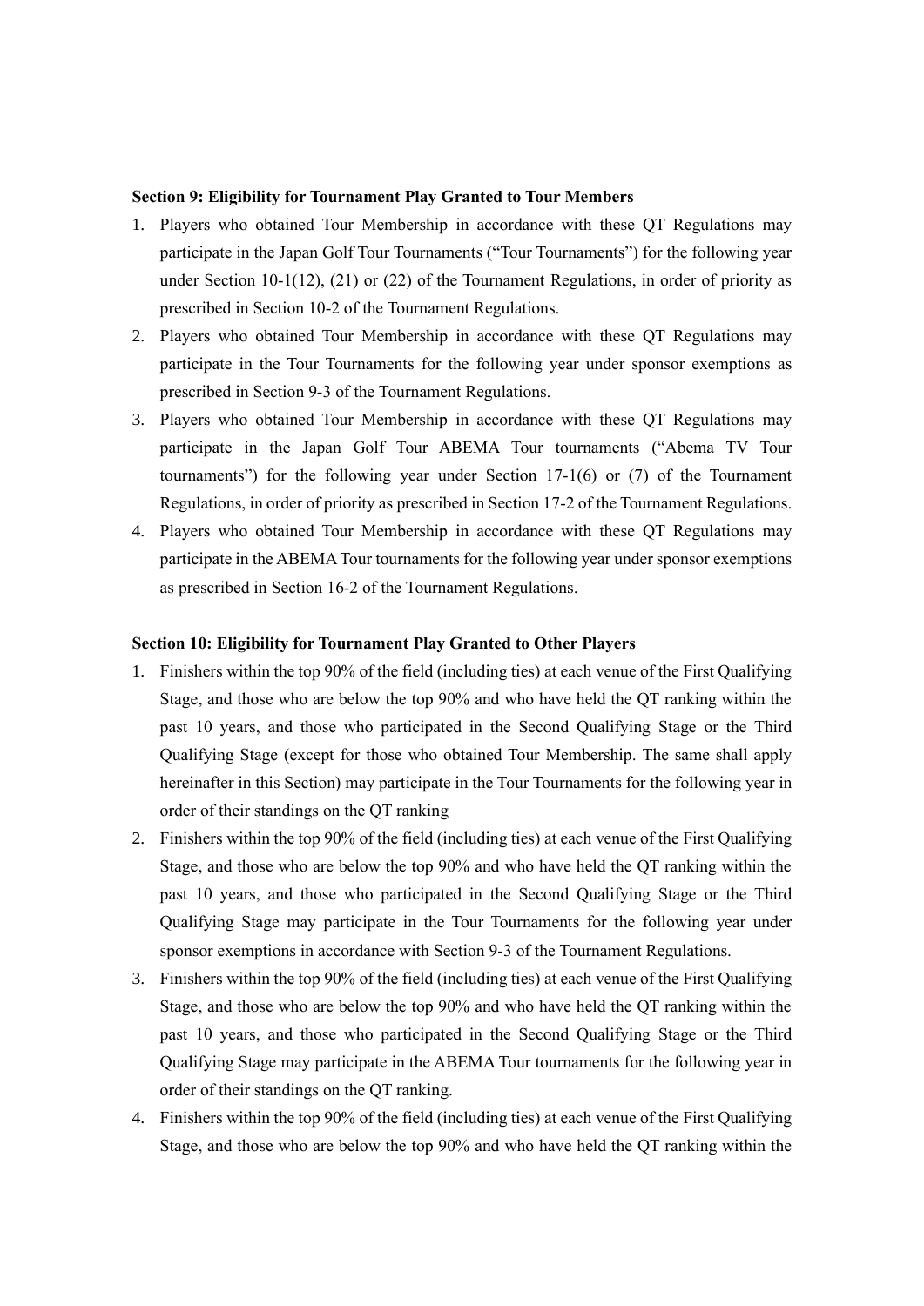**Section 9: Eligibility for Tournament Play Granted to Tour Members**

1. Players who obtained Tour Membership in accordance with these QT Regulations may participate in the Japan Golf Tour Tournaments ("Tour Tournaments") for the following year under Section 10-1(12), (21) or (22) of the Tournament Regulations, in order of priority as prescribed in Section 10-2 of the Tournament Regulations.
2. Players who obtained Tour Membership in accordance with these QT Regulations may participate in the Tour Tournaments for the following year under sponsor exemptions as prescribed in Section 9-3 of the Tournament Regulations.
3. Players who obtained Tour Membership in accordance with these QT Regulations may participate in the Japan Golf Tour ABEMA Tour tournaments ("Abema TV Tour tournaments") for the following year under Section 17-1(6) or (7) of the Tournament Regulations, in order of priority as prescribed in Section 17-2 of the Tournament Regulations.
4. Players who obtained Tour Membership in accordance with these QT Regulations may participate in the ABEMA Tour tournaments for the following year under sponsor exemptions as prescribed in Section 16-2 of the Tournament Regulations.

**Section 10: Eligibility for Tournament Play Granted to Other Players**

1. Finishers within the top 90% of the field (including ties) at each venue of the First Qualifying Stage, and those who are below the top 90% and who have held the QT ranking within the past 10 years, and those who participated in the Second Qualifying Stage or the Third Qualifying Stage (except for those who obtained Tour Membership. The same shall apply hereinafter in this Section) may participate in the Tour Tournaments for the following year in order of their standings on the QT ranking
2. Finishers within the top 90% of the field (including ties) at each venue of the First Qualifying Stage, and those who are below the top 90% and who have held the QT ranking within the past 10 years, and those who participated in the Second Qualifying Stage or the Third Qualifying Stage may participate in the Tour Tournaments for the following year under sponsor exemptions in accordance with Section 9-3 of the Tournament Regulations.
3. Finishers within the top 90% of the field (including ties) at each venue of the First Qualifying Stage, and those who are below the top 90% and who have held the QT ranking within the past 10 years, and those who participated in the Second Qualifying Stage or the Third Qualifying Stage may participate in the ABEMA Tour tournaments for the following year in order of their standings on the QT ranking.
4. Finishers within the top 90% of the field (including ties) at each venue of the First Qualifying Stage, and those who are below the top 90% and who have held the QT ranking within the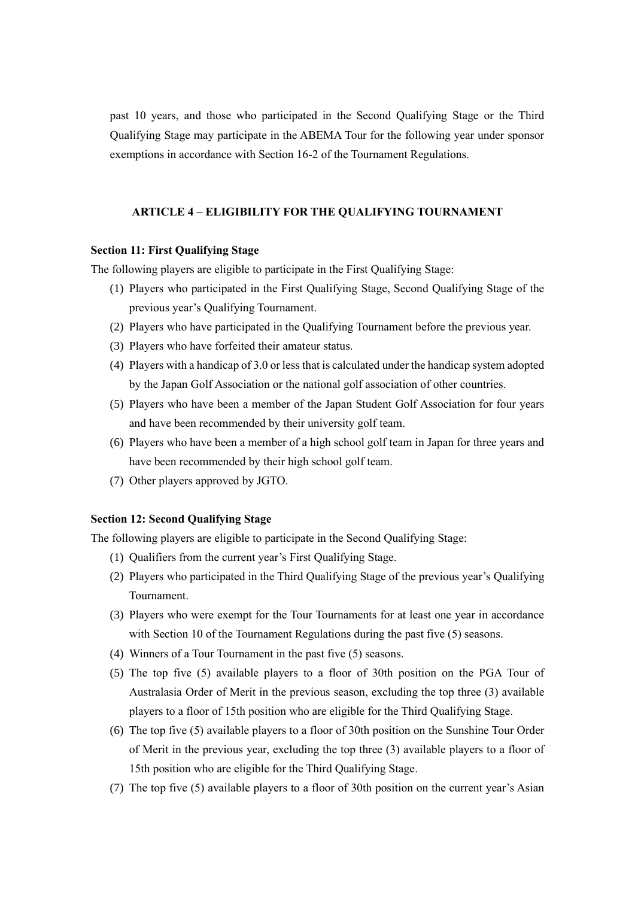past 10 years, and those who participated in the Second Qualifying Stage or the Third Qualifying Stage may participate in the ABEMA Tour for the following year under sponsor exemptions in accordance with Section 16-2 of the Tournament Regulations.

## ARTICLE 4 – ELIGIBILITY FOR THE QUALIFYING TOURNAMENT

### Section 11: First Qualifying Stage

The following players are eligible to participate in the First Qualifying Stage:

1. Players who participated in the First Qualifying Stage, Second Qualifying Stage of the previous year's Qualifying Tournament.
2. Players who have participated in the Qualifying Tournament before the previous year.
3. Players who have forfeited their amateur status.
4. Players with a handicap of 3.0 or less that is calculated under the handicap system adopted by the Japan Golf Association or the national golf association of other countries.
5. Players who have been a member of the Japan Student Golf Association for four years and have been recommended by their university golf team.
6. Players who have been a member of a high school golf team in Japan for three years and have been recommended by their high school golf team.
7. Other players approved by JGTO.

### Section 12: Second Qualifying Stage

The following players are eligible to participate in the Second Qualifying Stage:

1. Qualifiers from the current year's First Qualifying Stage.
2. Players who participated in the Third Qualifying Stage of the previous year's Qualifying Tournament.
3. Players who were exempt for the Tour Tournaments for at least one year in accordance with Section 10 of the Tournament Regulations during the past five (5) seasons.
4. Winners of a Tour Tournament in the past five (5) seasons.
5. The top five (5) available players to a floor of 30th position on the PGA Tour of Australasia Order of Merit in the previous season, excluding the top three (3) available players to a floor of 15th position who are eligible for the Third Qualifying Stage.
6. The top five (5) available players to a floor of 30th position on the Sunshine Tour Order of Merit in the previous year, excluding the top three (3) available players to a floor of 15th position who are eligible for the Third Qualifying Stage.
7. The top five (5) available players to a floor of 30th position on the current year's Asian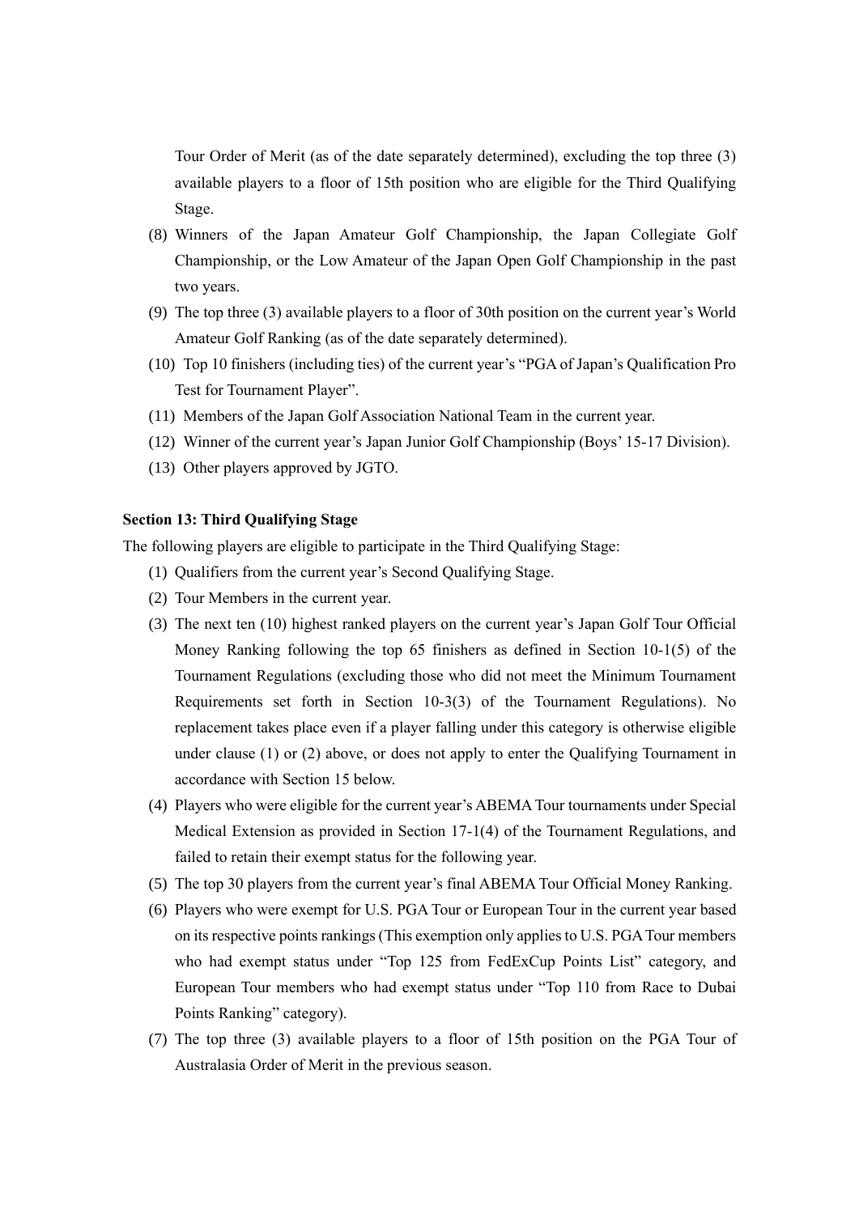Tour Order of Merit (as of the date separately determined), excluding the top three (3) available players to a floor of 15th position who are eligible for the Third Qualifying Stage.

(8) Winners of the Japan Amateur Golf Championship, the Japan Collegiate Golf Championship, or the Low Amateur of the Japan Open Golf Championship in the past two years.
(9) The top three (3) available players to a floor of 30th position on the current year's World Amateur Golf Ranking (as of the date separately determined).
(10) Top 10 finishers (including ties) of the current year's "PGA of Japan's Qualification Pro Test for Tournament Player".
(11) Members of the Japan Golf Association National Team in the current year.
(12) Winner of the current year's Japan Junior Golf Championship (Boys' 15-17 Division).
(13) Other players approved by JGTO.

**Section 13: Third Qualifying Stage**

The following players are eligible to participate in the Third Qualifying Stage:

(1) Qualifiers from the current year's Second Qualifying Stage.
(2) Tour Members in the current year.
(3) The next ten (10) highest ranked players on the current year's Japan Golf Tour Official Money Ranking following the top 65 finishers as defined in Section 10-1(5) of the Tournament Regulations (excluding those who did not meet the Minimum Tournament Requirements set forth in Section 10-3(3) of the Tournament Regulations). No replacement takes place even if a player falling under this category is otherwise eligible under clause (1) or (2) above, or does not apply to enter the Qualifying Tournament in accordance with Section 15 below.
(4) Players who were eligible for the current year's ABEMA Tour tournaments under Special Medical Extension as provided in Section 17-1(4) of the Tournament Regulations, and failed to retain their exempt status for the following year.
(5) The top 30 players from the current year's final ABEMA Tour Official Money Ranking.
(6) Players who were exempt for U.S. PGA Tour or European Tour in the current year based on its respective points rankings (This exemption only applies to U.S. PGA Tour members who had exempt status under "Top 125 from FedExCup Points List" category, and European Tour members who had exempt status under "Top 110 from Race to Dubai Points Ranking" category).
(7) The top three (3) available players to a floor of 15th position on the PGA Tour of Australasia Order of Merit in the previous season.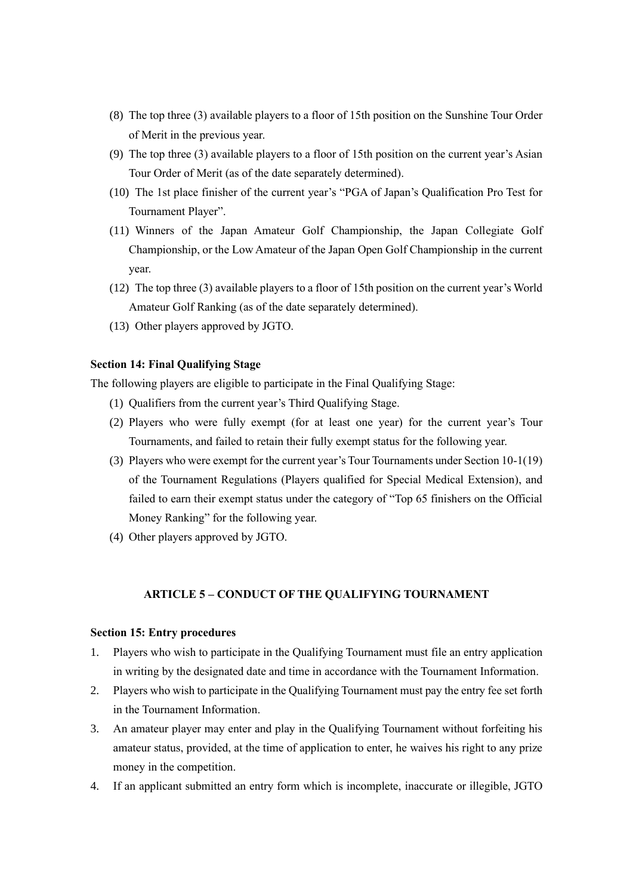(8) The top three (3) available players to a floor of 15th position on the Sunshine Tour Order of Merit in the previous year.

(9) The top three (3) available players to a floor of 15th position on the current year's Asian Tour Order of Merit (as of the date separately determined).

(10) The 1st place finisher of the current year's "PGA of Japan's Qualification Pro Test for Tournament Player".

(11) Winners of the Japan Amateur Golf Championship, the Japan Collegiate Golf Championship, or the Low Amateur of the Japan Open Golf Championship in the current year.

(12) The top three (3) available players to a floor of 15th position on the current year's World Amateur Golf Ranking (as of the date separately determined).

(13) Other players approved by JGTO.

**Section 14: Final Qualifying Stage**

The following players are eligible to participate in the Final Qualifying Stage:

(1) Qualifiers from the current year's Third Qualifying Stage.

(2) Players who were fully exempt (for at least one year) for the current year's Tour Tournaments, and failed to retain their fully exempt status for the following year.

(3) Players who were exempt for the current year's Tour Tournaments under Section 10-1(19) of the Tournament Regulations (Players qualified for Special Medical Extension), and failed to earn their exempt status under the category of "Top 65 finishers on the Official Money Ranking" for the following year.

(4) Other players approved by JGTO.

## ARTICLE 5 – CONDUCT OF THE QUALIFYING TOURNAMENT

**Section 15: Entry procedures**

1. Players who wish to participate in the Qualifying Tournament must file an entry application in writing by the designated date and time in accordance with the Tournament Information.
2. Players who wish to participate in the Qualifying Tournament must pay the entry fee set forth in the Tournament Information.
3. An amateur player may enter and play in the Qualifying Tournament without forfeiting his amateur status, provided, at the time of application to enter, he waives his right to any prize money in the competition.
4. If an applicant submitted an entry form which is incomplete, inaccurate or illegible, JGTO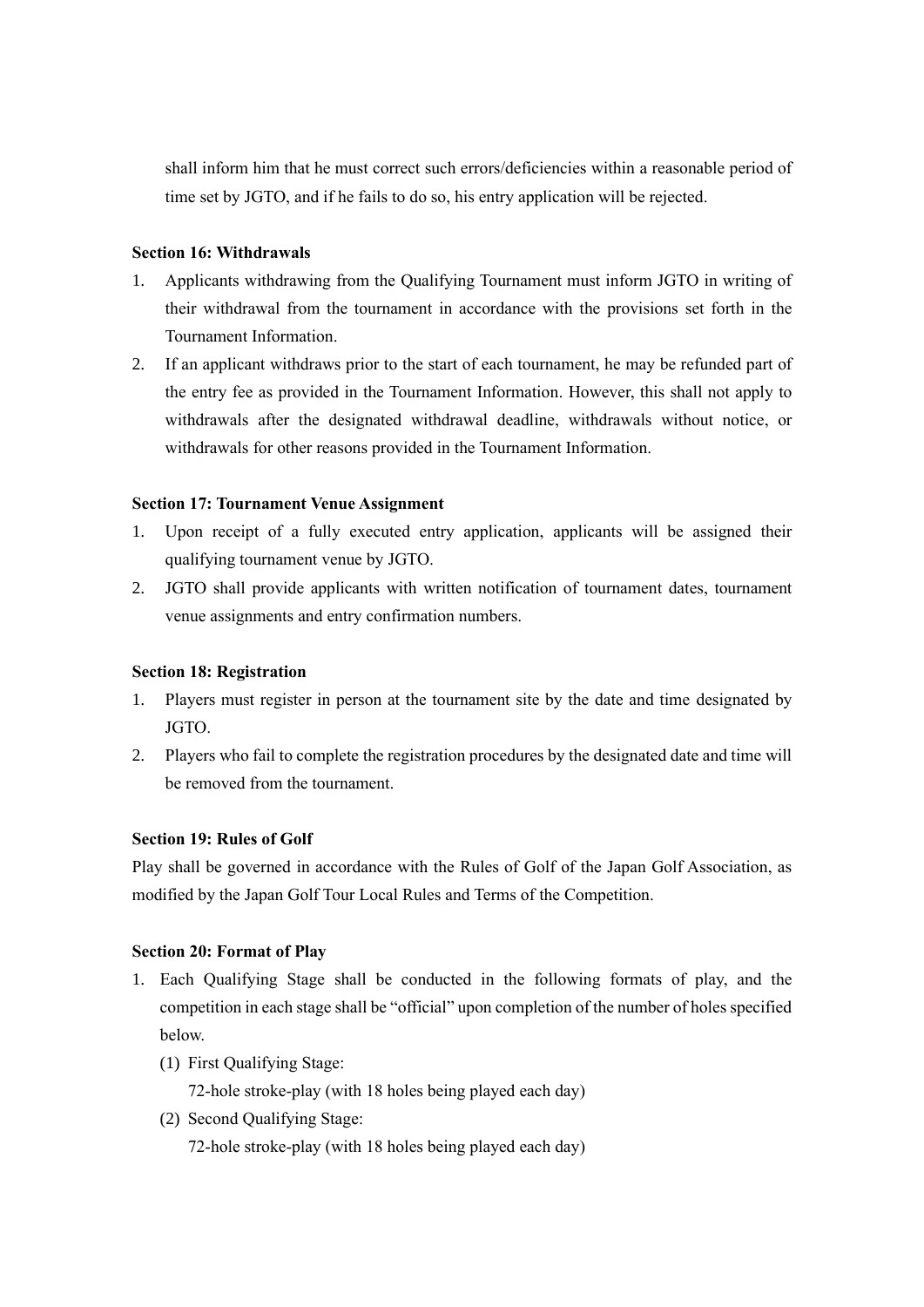shall inform him that he must correct such errors/deficiencies within a reasonable period of time set by JGTO, and if he fails to do so, his entry application will be rejected.

**Section 16: Withdrawals**

1. Applicants withdrawing from the Qualifying Tournament must inform JGTO in writing of their withdrawal from the tournament in accordance with the provisions set forth in the Tournament Information.
2. If an applicant withdraws prior to the start of each tournament, he may be refunded part of the entry fee as provided in the Tournament Information. However, this shall not apply to withdrawals after the designated withdrawal deadline, withdrawals without notice, or withdrawals for other reasons provided in the Tournament Information.

**Section 17: Tournament Venue Assignment**

1. Upon receipt of a fully executed entry application, applicants will be assigned their qualifying tournament venue by JGTO.
2. JGTO shall provide applicants with written notification of tournament dates, tournament venue assignments and entry confirmation numbers.

**Section 18: Registration**

1. Players must register in person at the tournament site by the date and time designated by JGTO.
2. Players who fail to complete the registration procedures by the designated date and time will be removed from the tournament.

**Section 19: Rules of Golf**

Play shall be governed in accordance with the Rules of Golf of the Japan Golf Association, as modified by the Japan Golf Tour Local Rules and Terms of the Competition.

**Section 20: Format of Play**

1. Each Qualifying Stage shall be conducted in the following formats of play, and the competition in each stage shall be “official” upon completion of the number of holes specified below.
   (1) First Qualifying Stage:
   72-hole stroke-play (with 18 holes being played each day)
   (2) Second Qualifying Stage:
   72-hole stroke-play (with 18 holes being played each day)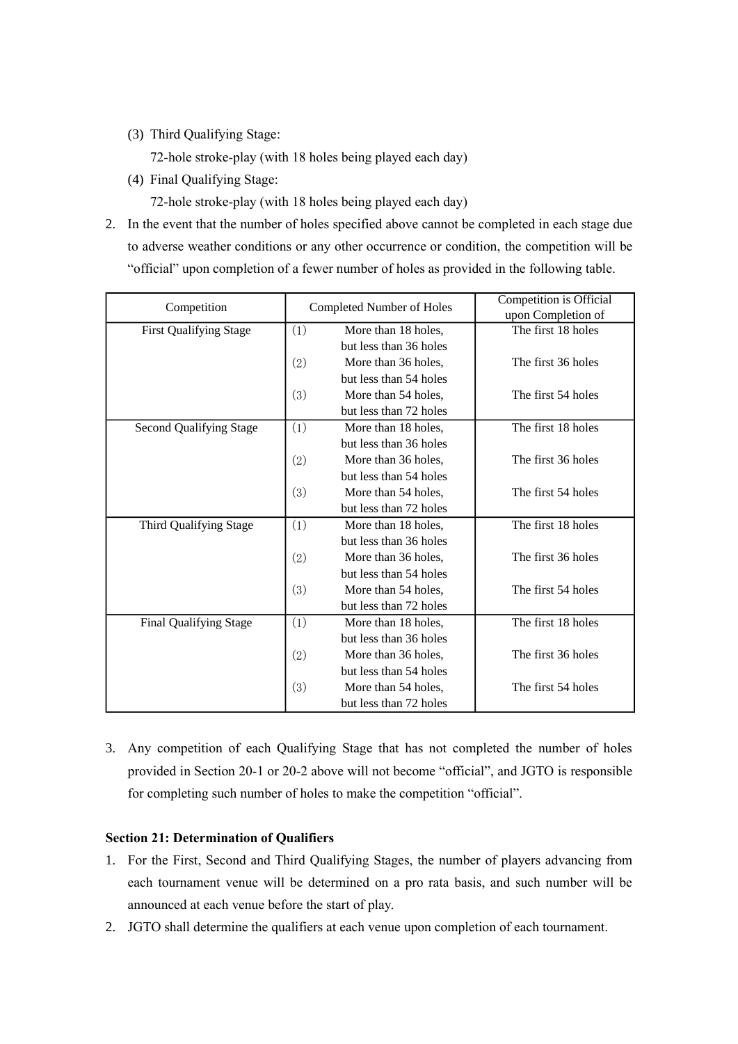(3) Third Qualifying Stage:

 72-hole stroke-play (with 18 holes being played each day)

(4) Final Qualifying Stage:

 72-hole stroke-play (with 18 holes being played each day)

2. In the event that the number of holes specified above cannot be completed in each stage due to adverse weather conditions or any other occurrence or condition, the competition will be "official" upon completion of a fewer number of holes as provided in the following table.

| Competition | Completed Number of Holes | Competition is Official upon Completion of |
|---|---|---|
| First Qualifying Stage | (1) More than 18 holes, but less than 36 holes | The first 18 holes |
| | (2) More than 36 holes, but less than 54 holes | The first 36 holes |
| | (3) More than 54 holes, but less than 72 holes | The first 54 holes |
| Second Qualifying Stage | (1) More than 18 holes, but less than 36 holes | The first 18 holes |
| | (2) More than 36 holes, but less than 54 holes | The first 36 holes |
| | (3) More than 54 holes, but less than 72 holes | The first 54 holes |
| Third Qualifying Stage | (1) More than 18 holes, but less than 36 holes | The first 18 holes |
| | (2) More than 36 holes, but less than 54 holes | The first 36 holes |
| | (3) More than 54 holes, but less than 72 holes | The first 54 holes |
| Final Qualifying Stage | (1) More than 18 holes, but less than 36 holes | The first 18 holes |
| | (2) More than 36 holes, but less than 54 holes | The first 36 holes |
| | (3) More than 54 holes, but less than 72 holes | The first 54 holes |

3. Any competition of each Qualifying Stage that has not completed the number of holes provided in Section 20-1 or 20-2 above will not become "official", and JGTO is responsible for completing such number of holes to make the competition "official".

**Section 21: Determination of Qualifiers**

1. For the First, Second and Third Qualifying Stages, the number of players advancing from each tournament venue will be determined on a pro rata basis, and such number will be announced at each venue before the start of play.
2. JGTO shall determine the qualifiers at each venue upon completion of each tournament.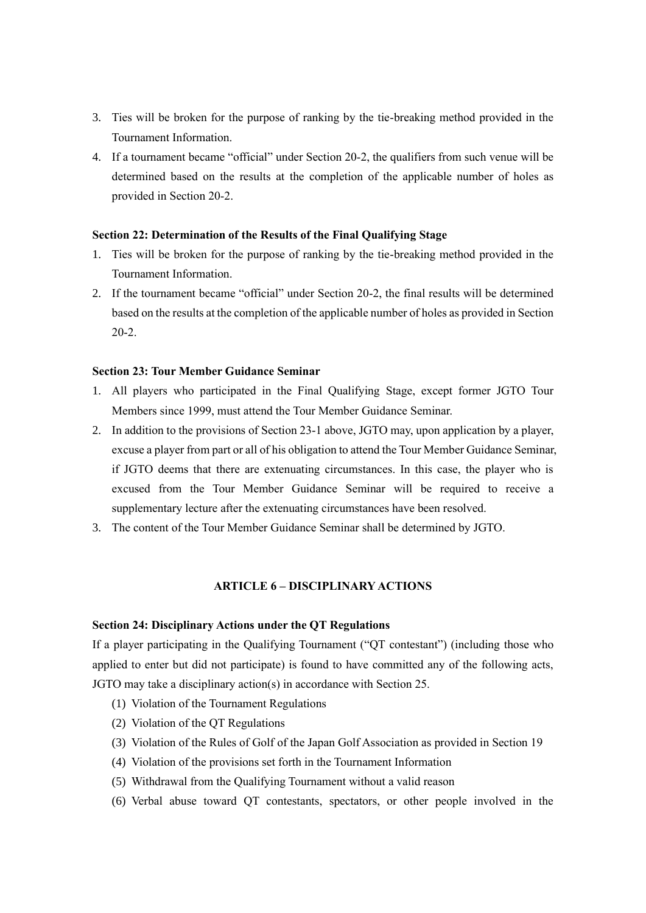3. Ties will be broken for the purpose of ranking by the tie-breaking method provided in the Tournament Information.
4. If a tournament became "official" under Section 20-2, the qualifiers from such venue will be determined based on the results at the completion of the applicable number of holes as provided in Section 20-2.

**Section 22: Determination of the Results of the Final Qualifying Stage**

1. Ties will be broken for the purpose of ranking by the tie-breaking method provided in the Tournament Information.
2. If the tournament became "official" under Section 20-2, the final results will be determined based on the results at the completion of the applicable number of holes as provided in Section 20-2.

**Section 23: Tour Member Guidance Seminar**

1. All players who participated in the Final Qualifying Stage, except former JGTO Tour Members since 1999, must attend the Tour Member Guidance Seminar.
2. In addition to the provisions of Section 23-1 above, JGTO may, upon application by a player, excuse a player from part or all of his obligation to attend the Tour Member Guidance Seminar, if JGTO deems that there are extenuating circumstances. In this case, the player who is excused from the Tour Member Guidance Seminar will be required to receive a supplementary lecture after the extenuating circumstances have been resolved.
3. The content of the Tour Member Guidance Seminar shall be determined by JGTO.

## ARTICLE 6 – DISCIPLINARY ACTIONS

**Section 24: Disciplinary Actions under the QT Regulations**

If a player participating in the Qualifying Tournament ("QT contestant") (including those who applied to enter but did not participate) is found to have committed any of the following acts, JGTO may take a disciplinary action(s) in accordance with Section 25.

(1) Violation of the Tournament Regulations
(2) Violation of the QT Regulations
(3) Violation of the Rules of Golf of the Japan Golf Association as provided in Section 19
(4) Violation of the provisions set forth in the Tournament Information
(5) Withdrawal from the Qualifying Tournament without a valid reason
(6) Verbal abuse toward QT contestants, spectators, or other people involved in the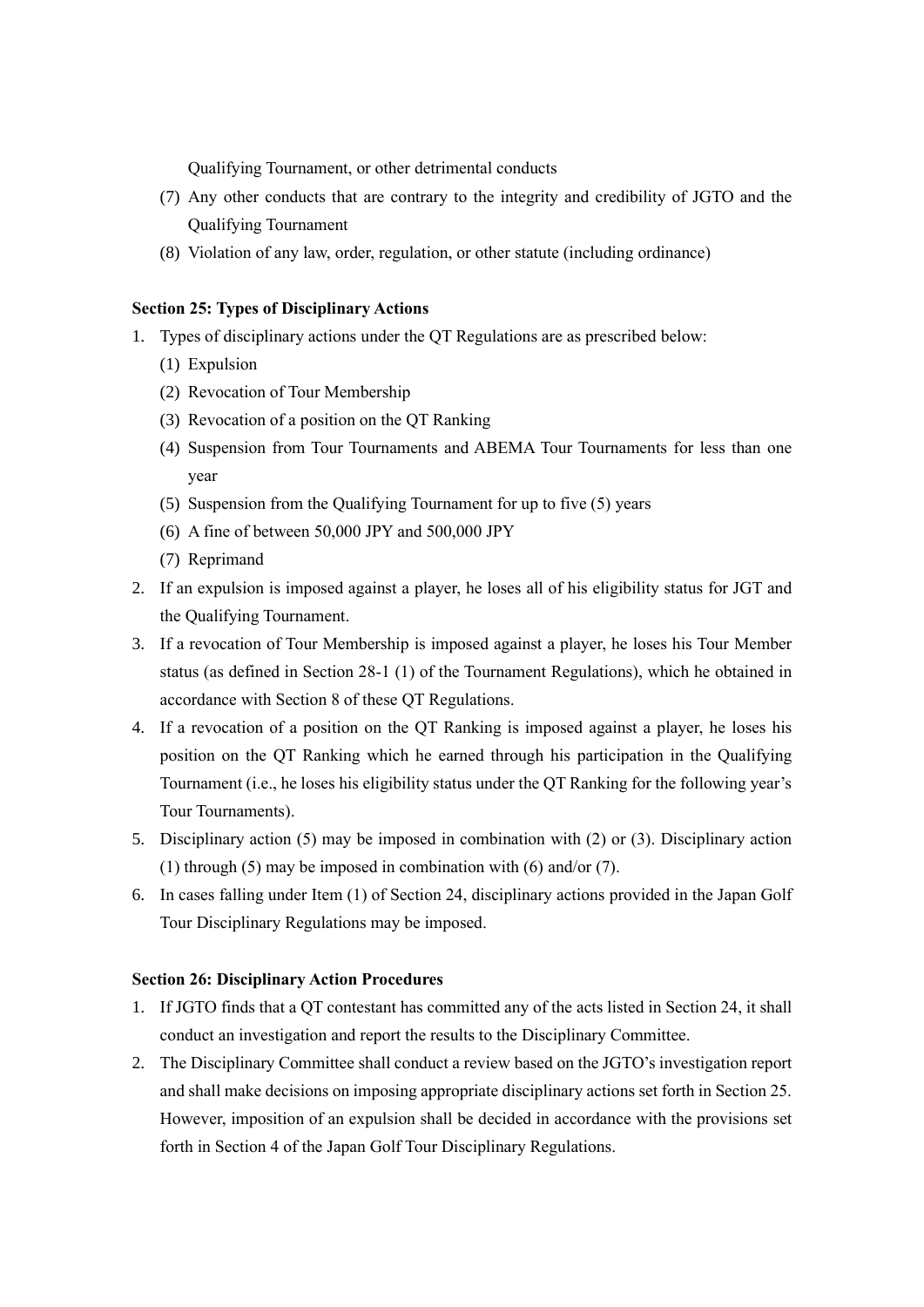Qualifying Tournament, or other detrimental conducts

(7) Any other conducts that are contrary to the integrity and credibility of JGTO and the Qualifying Tournament

(8) Violation of any law, order, regulation, or other statute (including ordinance)

**Section 25: Types of Disciplinary Actions**

1. Types of disciplinary actions under the QT Regulations are as prescribed below:
   (1) Expulsion
   (2) Revocation of Tour Membership
   (3) Revocation of a position on the QT Ranking
   (4) Suspension from Tour Tournaments and ABEMA Tour Tournaments for less than one year
   (5) Suspension from the Qualifying Tournament for up to five (5) years
   (6) A fine of between 50,000 JPY and 500,000 JPY
   (7) Reprimand
2. If an expulsion is imposed against a player, he loses all of his eligibility status for JGT and the Qualifying Tournament.
3. If a revocation of Tour Membership is imposed against a player, he loses his Tour Member status (as defined in Section 28-1 (1) of the Tournament Regulations), which he obtained in accordance with Section 8 of these QT Regulations.
4. If a revocation of a position on the QT Ranking is imposed against a player, he loses his position on the QT Ranking which he earned through his participation in the Qualifying Tournament (i.e., he loses his eligibility status under the QT Ranking for the following year's Tour Tournaments).
5. Disciplinary action (5) may be imposed in combination with (2) or (3). Disciplinary action (1) through (5) may be imposed in combination with (6) and/or (7).
6. In cases falling under Item (1) of Section 24, disciplinary actions provided in the Japan Golf Tour Disciplinary Regulations may be imposed.

**Section 26: Disciplinary Action Procedures**

1. If JGTO finds that a QT contestant has committed any of the acts listed in Section 24, it shall conduct an investigation and report the results to the Disciplinary Committee.
2. The Disciplinary Committee shall conduct a review based on the JGTO's investigation report and shall make decisions on imposing appropriate disciplinary actions set forth in Section 25. However, imposition of an expulsion shall be decided in accordance with the provisions set forth in Section 4 of the Japan Golf Tour Disciplinary Regulations.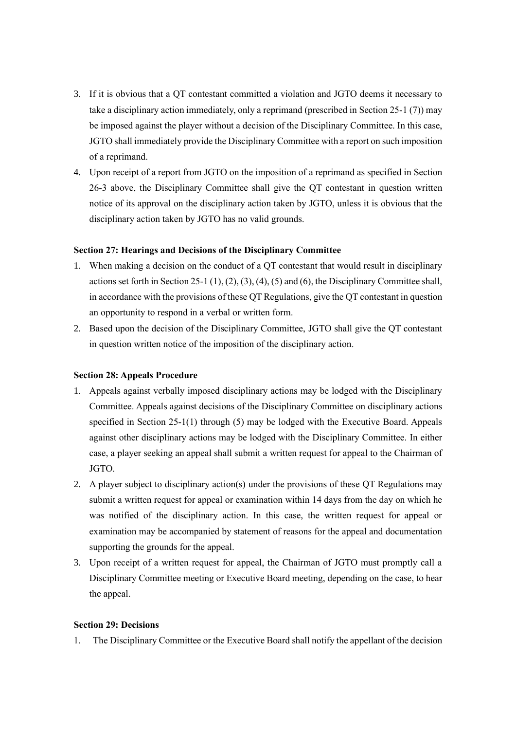3. If it is obvious that a QT contestant committed a violation and JGTO deems it necessary to take a disciplinary action immediately, only a reprimand (prescribed in Section 25-1 (7)) may be imposed against the player without a decision of the Disciplinary Committee. In this case, JGTO shall immediately provide the Disciplinary Committee with a report on such imposition of a reprimand.
4. Upon receipt of a report from JGTO on the imposition of a reprimand as specified in Section 26-3 above, the Disciplinary Committee shall give the QT contestant in question written notice of its approval on the disciplinary action taken by JGTO, unless it is obvious that the disciplinary action taken by JGTO has no valid grounds.

**Section 27: Hearings and Decisions of the Disciplinary Committee**

1. When making a decision on the conduct of a QT contestant that would result in disciplinary actions set forth in Section 25-1 (1), (2), (3), (4), (5) and (6), the Disciplinary Committee shall, in accordance with the provisions of these QT Regulations, give the QT contestant in question an opportunity to respond in a verbal or written form.
2. Based upon the decision of the Disciplinary Committee, JGTO shall give the QT contestant in question written notice of the imposition of the disciplinary action.

**Section 28: Appeals Procedure**

1. Appeals against verbally imposed disciplinary actions may be lodged with the Disciplinary Committee. Appeals against decisions of the Disciplinary Committee on disciplinary actions specified in Section 25-1(1) through (5) may be lodged with the Executive Board. Appeals against other disciplinary actions may be lodged with the Disciplinary Committee. In either case, a player seeking an appeal shall submit a written request for appeal to the Chairman of JGTO.
2. A player subject to disciplinary action(s) under the provisions of these QT Regulations may submit a written request for appeal or examination within 14 days from the day on which he was notified of the disciplinary action. In this case, the written request for appeal or examination may be accompanied by statement of reasons for the appeal and documentation supporting the grounds for the appeal.
3. Upon receipt of a written request for appeal, the Chairman of JGTO must promptly call a Disciplinary Committee meeting or Executive Board meeting, depending on the case, to hear the appeal.

**Section 29: Decisions**

1. The Disciplinary Committee or the Executive Board shall notify the appellant of the decision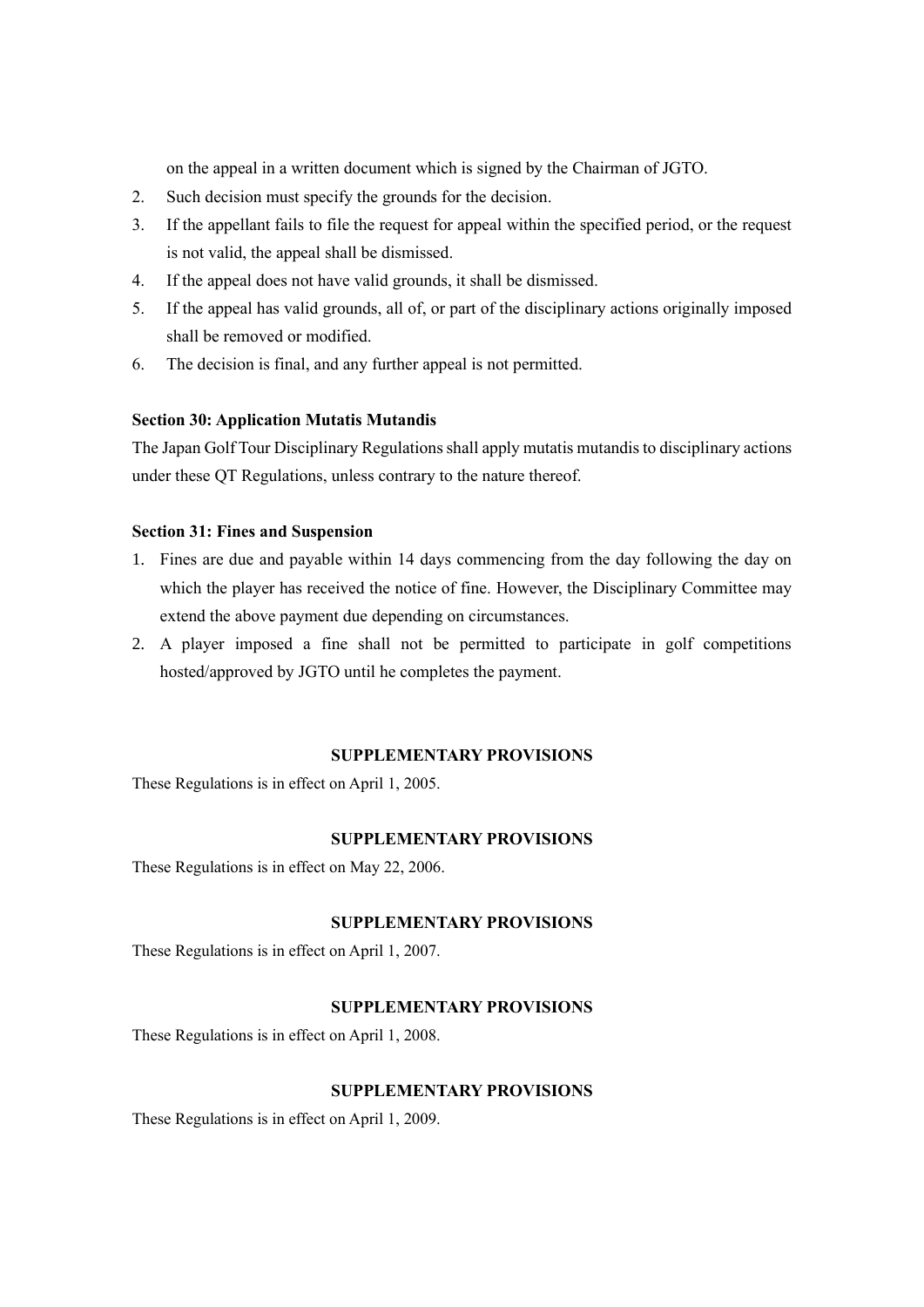on the appeal in a written document which is signed by the Chairman of JGTO.

2. Such decision must specify the grounds for the decision.
3. If the appellant fails to file the request for appeal within the specified period, or the request is not valid, the appeal shall be dismissed.
4. If the appeal does not have valid grounds, it shall be dismissed.
5. If the appeal has valid grounds, all of, or part of the disciplinary actions originally imposed shall be removed or modified.
6. The decision is final, and any further appeal is not permitted.

**Section 30: Application Mutatis Mutandis**

The Japan Golf Tour Disciplinary Regulations shall apply mutatis mutandis to disciplinary actions under these QT Regulations, unless contrary to the nature thereof.

**Section 31: Fines and Suspension**

1. Fines are due and payable within 14 days commencing from the day following the day on which the player has received the notice of fine. However, the Disciplinary Committee may extend the above payment due depending on circumstances.
2. A player imposed a fine shall not be permitted to participate in golf competitions hosted/approved by JGTO until he completes the payment.

**SUPPLEMENTARY PROVISIONS**

These Regulations is in effect on April 1, 2005.

**SUPPLEMENTARY PROVISIONS**

These Regulations is in effect on May 22, 2006.

**SUPPLEMENTARY PROVISIONS**

These Regulations is in effect on April 1, 2007.

**SUPPLEMENTARY PROVISIONS**

These Regulations is in effect on April 1, 2008.

**SUPPLEMENTARY PROVISIONS**

These Regulations is in effect on April 1, 2009.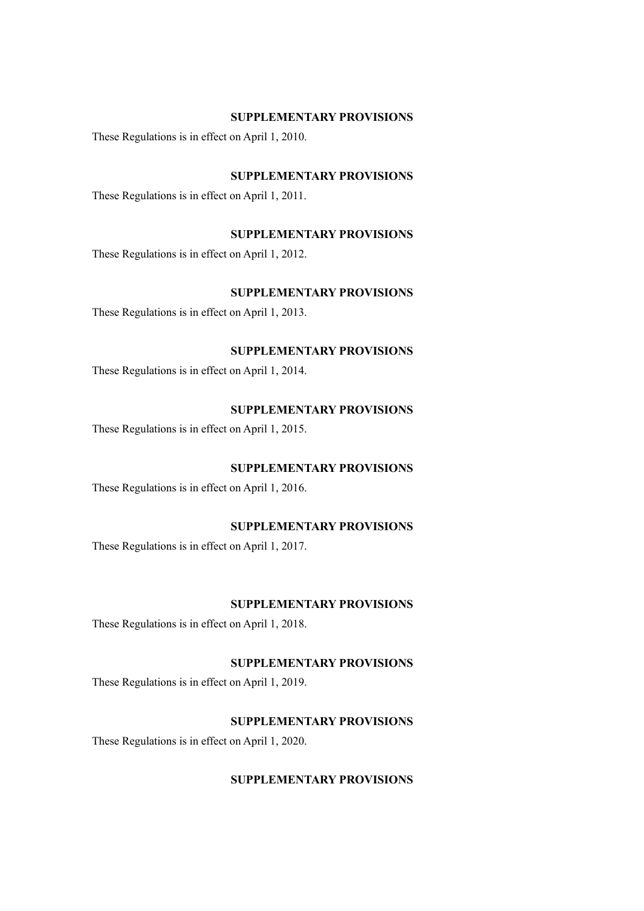## SUPPLEMENTARY PROVISIONS

These Regulations is in effect on April 1, 2010.

## SUPPLEMENTARY PROVISIONS

These Regulations is in effect on April 1, 2011.

## SUPPLEMENTARY PROVISIONS

These Regulations is in effect on April 1, 2012.

## SUPPLEMENTARY PROVISIONS

These Regulations is in effect on April 1, 2013.

## SUPPLEMENTARY PROVISIONS

These Regulations is in effect on April 1, 2014.

## SUPPLEMENTARY PROVISIONS

These Regulations is in effect on April 1, 2015.

## SUPPLEMENTARY PROVISIONS

These Regulations is in effect on April 1, 2016.

## SUPPLEMENTARY PROVISIONS

These Regulations is in effect on April 1, 2017.

## SUPPLEMENTARY PROVISIONS

These Regulations is in effect on April 1, 2018.

## SUPPLEMENTARY PROVISIONS

These Regulations is in effect on April 1, 2019.

## SUPPLEMENTARY PROVISIONS

These Regulations is in effect on April 1, 2020.

## SUPPLEMENTARY PROVISIONS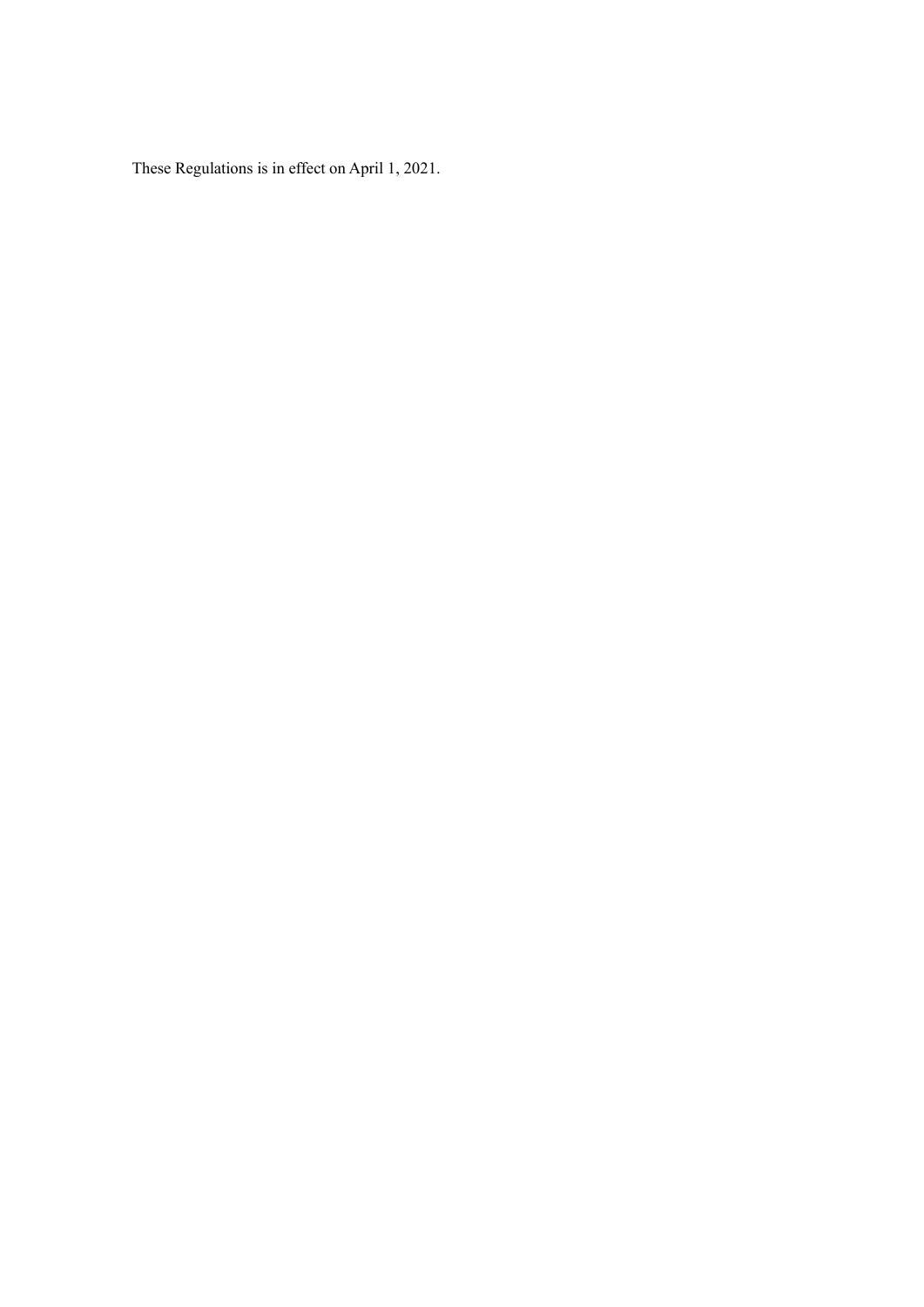These Regulations is in effect on April 1, 2021.